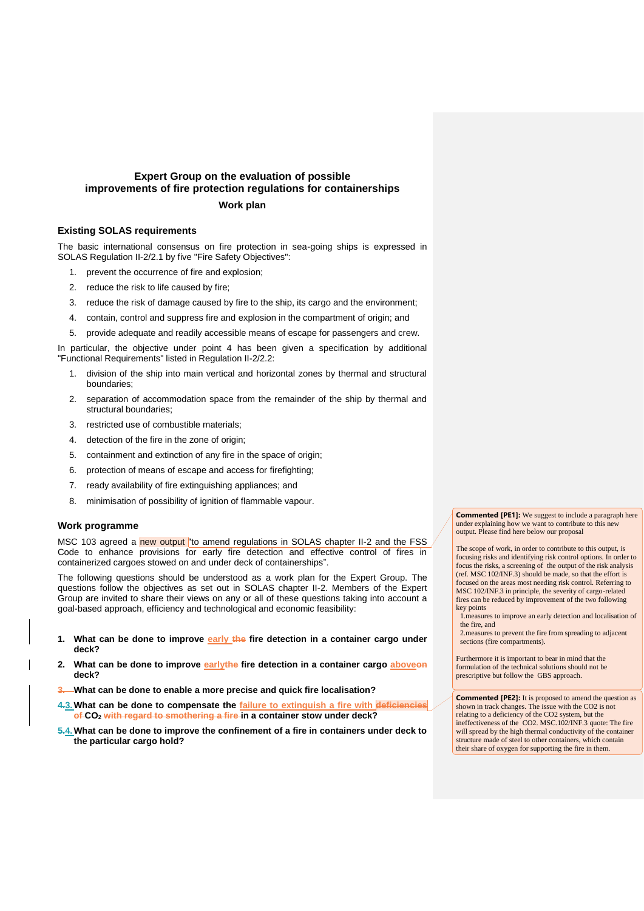### Expert Group on the evaluation of possible improvements of fire protection regulations for containerships

**Work plan**

## Existing SOLAS requirements

The basic international consensus on fire protection in sea-going ships is expressed in SOLAS Regulation II-2/2.1 by five "Fire Safety Objectives":

1. prevent the occurrence of fire and explosion;
2. reduce the risk to life caused by fire;
3. reduce the risk of damage caused by fire to the ship, its cargo and the environment;
4. contain, control and suppress fire and explosion in the compartment of origin; and
5. provide adequate and readily accessible means of escape for passengers and crew.

In particular, the objective under point 4 has been given a specification by additional "Functional Requirements" listed in Regulation II-2/2.2:

1. division of the ship into main vertical and horizontal zones by thermal and structural boundaries;
2. separation of accommodation space from the remainder of the ship by thermal and structural boundaries;
3. restricted use of combustible materials;
4. detection of the fire in the zone of origin;
5. containment and extinction of any fire in the space of origin;
6. protection of means of escape and access for firefighting;
7. ready availability of fire extinguishing appliances; and
8. minimisation of possibility of ignition of flammable vapour.

## Work programme

MSC 103 agreed a new output "to amend regulations in SOLAS chapter II-2 and the FSS Code to enhance provisions for early fire detection and effective control of fires in containerized cargoes stowed on and under deck of containerships".

The following questions should be understood as a work plan for the Expert Group. The questions follow the objectives as set out in SOLAS chapter II-2. Members of the Expert Group are invited to share their views on any or all of these questions taking into account a goal-based approach, efficiency and technological and economic feasibility:

1. **What can be done to improve ~~the~~ early fire detection in a container cargo under deck?**
2. **What can be done to improve ~~the~~ early fire detection in a container cargo ~~on~~ above deck?**
3. ~~**What can be done to enable a more precise and quick fire localisation?**~~
4. **~~4.~~3. What can be done to compensate the ~~deficiencies of~~ failure to extinguish a fire with $CO_2$ ~~with regard to smothering a fire~~ in a container stow under deck?**
5. **~~5.~~4. What can be done to improve the confinement of a fire in containers under deck to the particular cargo hold?**

**Commented [PE1]:** We suggest to include a paragraph here under explaining how we want to contribute to this new output. Please find here below our proposal

The scope of work, in order to contribute to this output, is focusing risks and identifying risk control options. In order to focus the risks, a screening of the output of the risk analysis (ref. MSC 102/INF.3) should be made, so that the effort is focused on the areas most needing risk control. Referring to MSC 102/INF.3 in principle, the severity of cargo-related fires can be reduced by improvement of the two following key points

1. measures to improve an early detection and localisation of the fire, and
2. measures to prevent the fire from spreading to adjacent sections (fire compartments).

Furthermore it is important to bear in mind that the formulation of the technical solutions should not be prescriptive but follow the GBS approach.

**Commented [PE2]:** It is proposed to amend the question as shown in track changes. The issue with the CO2 is not relating to a deficiency of the CO2 system, but the ineffectiveness of the CO2. MSC.102/INF.3 quote: The fire will spread by the high thermal conductivity of the container structure made of steel to other containers, which contain their share of oxygen for supporting the fire in them.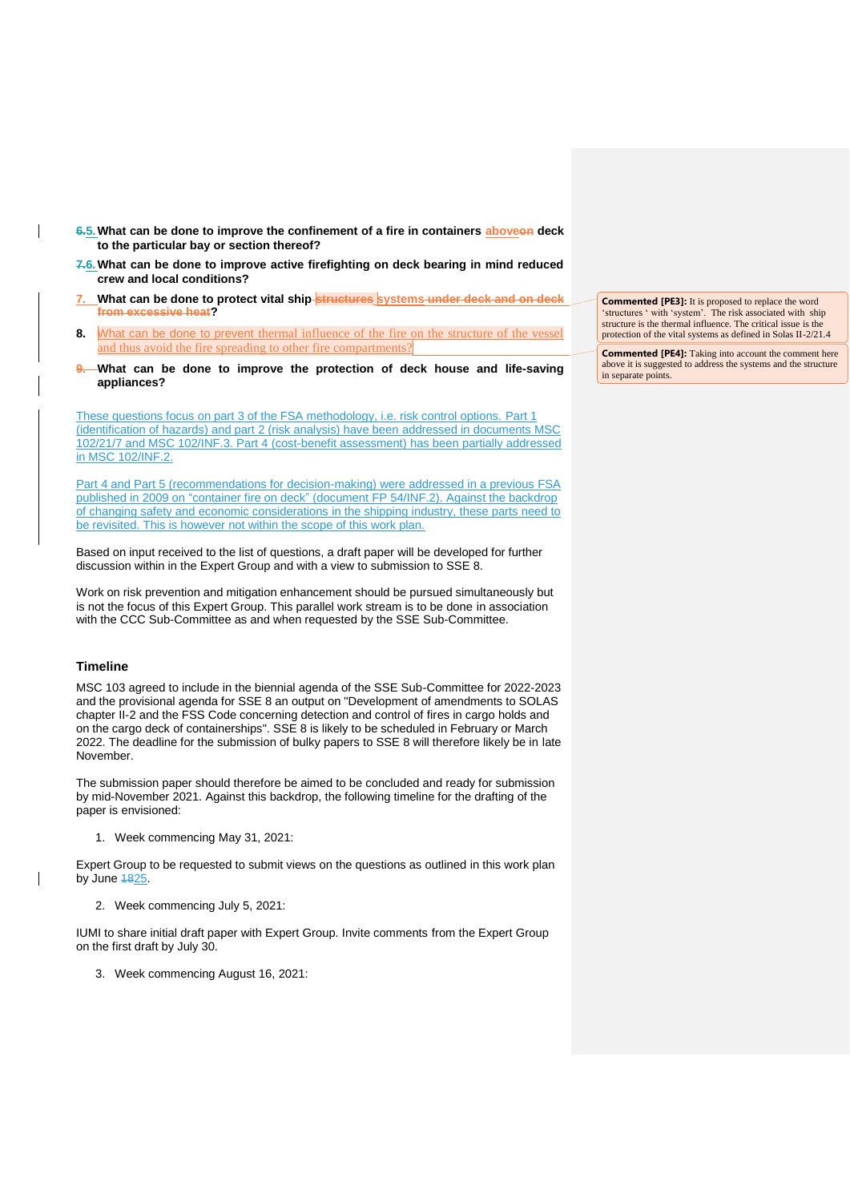5. **What can be done to improve the confinement of a fire in containers above deck to the particular bay or section thereof?**

6. **What can be done to improve active firefighting on deck bearing in mind reduced crew and local conditions?**

7. **What can be done to protect vital ship systems?**

8. **What can be done to prevent thermal influence of the fire on the structure of the vessel and thus avoid the fire spreading to other fire compartments?**

9. **What can be done to improve the protection of deck house and life-saving appliances?**

> **Commented [PE3]:** It is proposed to replace the word 'structures ' with 'system'. The risk associated with ship structure is the thermal influence. The critical issue is the protection of the vital systems as defined in Solas II-2/21.4
>
> **Commented [PE4]:** Taking into account the comment here above it is suggested to address the systems and the structure in separate points.

These questions focus on part 3 of the FSA methodology, i.e. risk control options. Part 1 (identification of hazards) and part 2 (risk analysis) have been addressed in documents MSC 102/21/7 and MSC 102/INF.3. Part 4 (cost-benefit assessment) has been partially addressed in MSC 102/INF.2.

Part 4 and Part 5 (recommendations for decision-making) were addressed in a previous FSA published in 2009 on "container fire on deck" (document FP 54/INF.2). Against the backdrop of changing safety and economic considerations in the shipping industry, these parts need to be revisited. This is however not within the scope of this work plan.

Based on input received to the list of questions, a draft paper will be developed for further discussion within in the Expert Group and with a view to submission to SSE 8.

Work on risk prevention and mitigation enhancement should be pursued simultaneously but is not the focus of this Expert Group. This parallel work stream is to be done in association with the CCC Sub-Committee as and when requested by the SSE Sub-Committee.

### Timeline

MSC 103 agreed to include in the biennial agenda of the SSE Sub-Committee for 2022-2023 and the provisional agenda for SSE 8 an output on "Development of amendments to SOLAS chapter II-2 and the FSS Code concerning detection and control of fires in cargo holds and on the cargo deck of containerships". SSE 8 is likely to be scheduled in February or March 2022. The deadline for the submission of bulky papers to SSE 8 will therefore likely be in late November.

The submission paper should therefore be aimed to be concluded and ready for submission by mid-November 2021. Against this backdrop, the following timeline for the drafting of the paper is envisioned:

1. Week commencing May 31, 2021:

Expert Group to be requested to submit views on the questions as outlined in this work plan by June 25.

2. Week commencing July 5, 2021:

IUMI to share initial draft paper with Expert Group. Invite comments from the Expert Group on the first draft by July 30.

3. Week commencing August 16, 2021: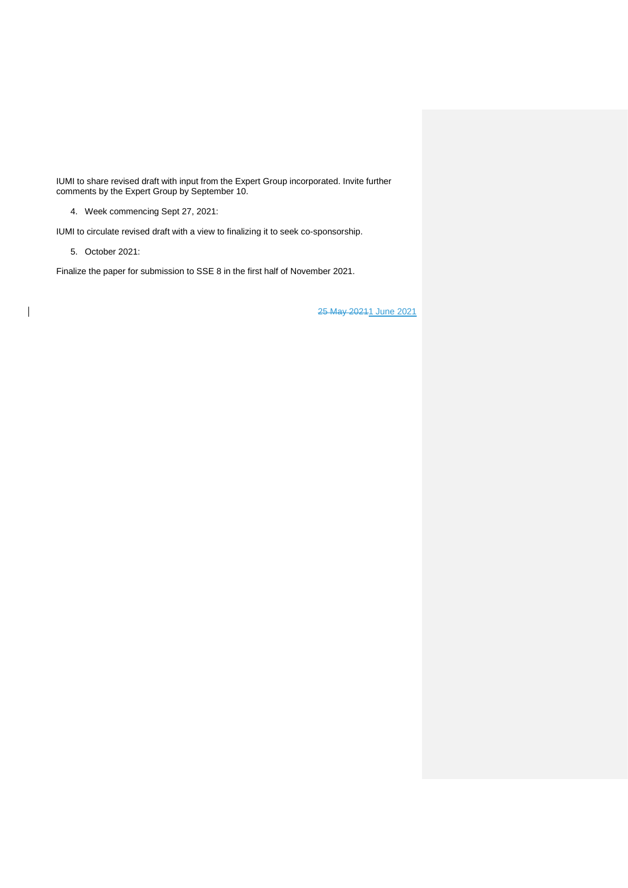IUMI to share revised draft with input from the Expert Group incorporated. Invite further comments by the Expert Group by September 10.

4. Week commencing Sept 27, 2021:

IUMI to circulate revised draft with a view to finalizing it to seek co-sponsorship.

5. October 2021:

Finalize the paper for submission to SSE 8 in the first half of November 2021.

~~25 May 2021~~1 June 2021